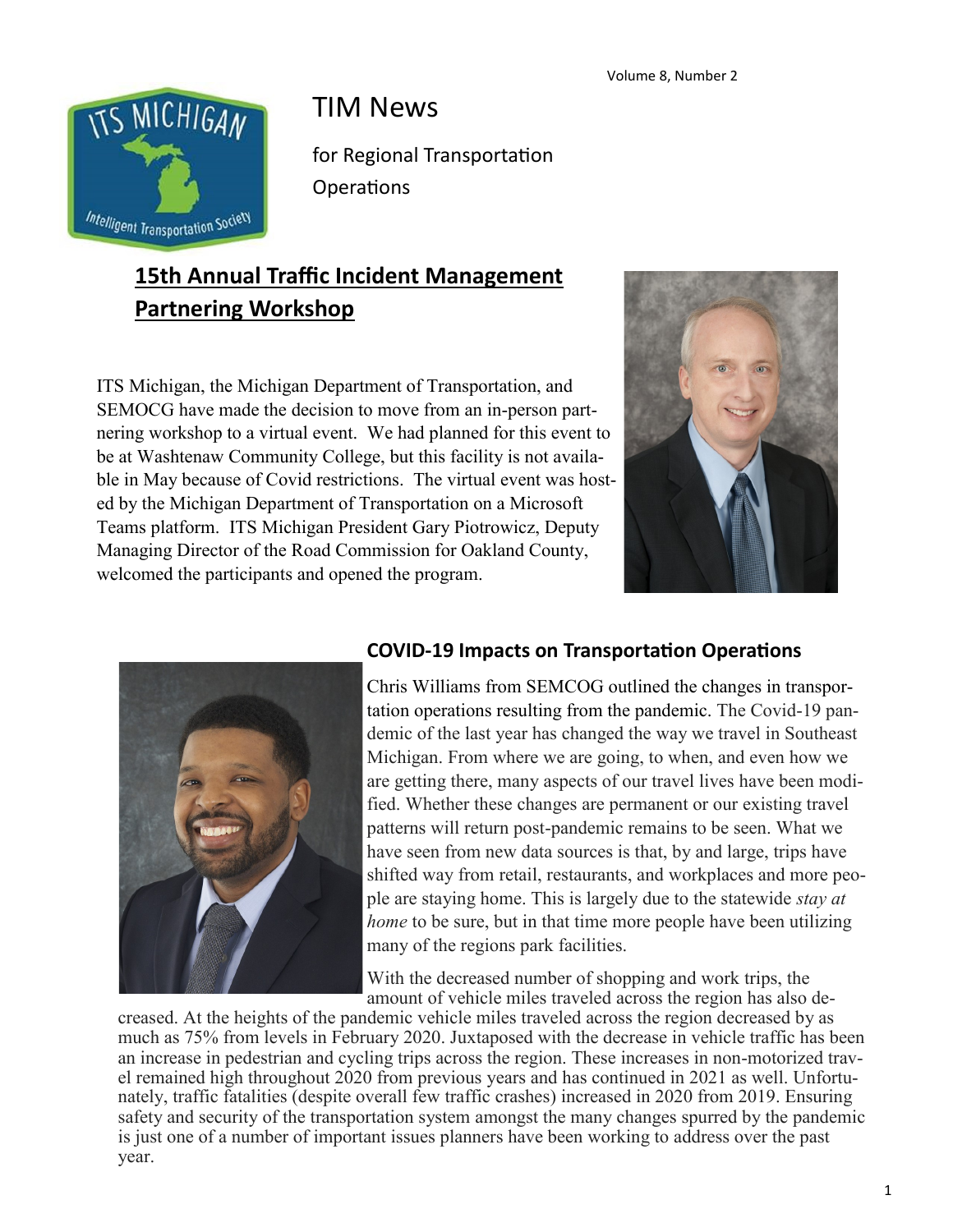# TIM News

for Regional Transportation Operations

## 15th Annual Traffic Incident Management Partnering Workshop

ITS Michigan, the Michigan Department of Transportation, and SEMOCG have made the decision to move from an in-person partnering workshop to a virtual event. We had planned for this event to be at Washtenaw Community College, but this facility is not available in May because of Covid restrictions. The virtual event was hosted by the Michigan Department of Transportation on a Microsoft Teams platform. ITS Michigan President Gary Piotrowicz, Deputy Managing Director of the Road Commission for Oakland County, welcomed the participants and opened the program.

### COVID-19 Impacts on Transportation Operations

Chris Williams from SEMCOG outlined the changes in transportation operations resulting from the pandemic. The Covid-19 pandemic of the last year has changed the way we travel in Southeast Michigan. From where we are going, to when, and even how we are getting there, many aspects of our travel lives have been modified. Whether these changes are permanent or our existing travel patterns will return post-pandemic remains to be seen. What we have seen from new data sources is that, by and large, trips have shifted way from retail, restaurants, and workplaces and more people are staying home. This is largely due to the statewide *stay at home* to be sure, but in that time more people have been utilizing many of the regions park facilities.

With the decreased number of shopping and work trips, the amount of vehicle miles traveled across the region has also decreased. At the heights of the pandemic vehicle miles traveled across the region decreased by as much as 75% from levels in February 2020. Juxtaposed with the decrease in vehicle traffic has been an increase in pedestrian and cycling trips across the region. These increases in non-motorized travel remained high throughout 2020 from previous years and has continued in 2021 as well. Unfortunately, traffic fatalities (despite overall few traffic crashes) increased in 2020 from 2019. Ensuring safety and security of the transportation system amongst the many changes spurred by the pandemic is just one of a number of important issues planners have been working to address over the past year.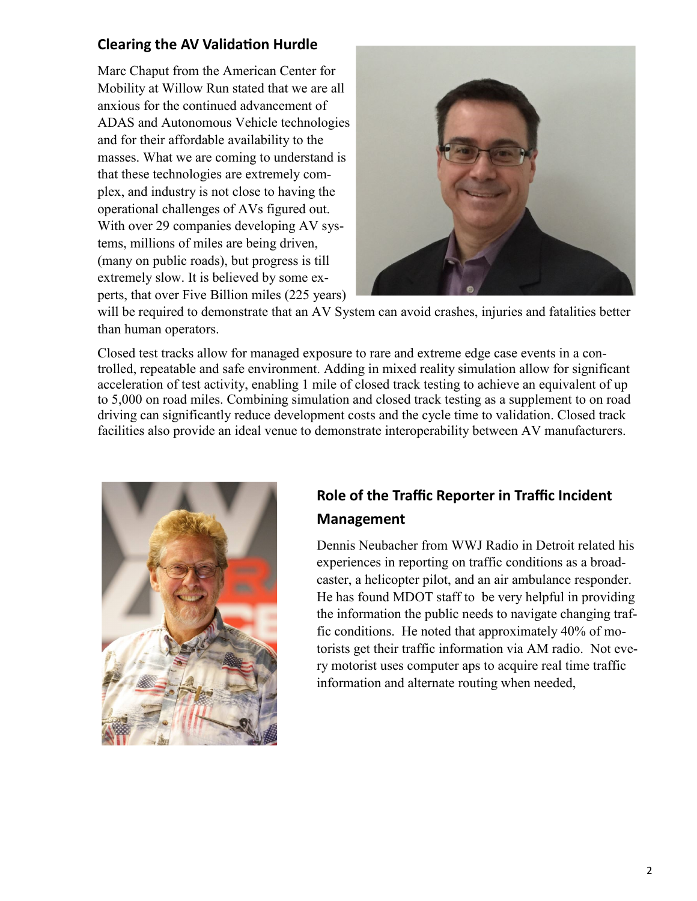## Clearing the AV Validation Hurdle

Marc Chaput from the American Center for Mobility at Willow Run stated that we are all anxious for the continued advancement of ADAS and Autonomous Vehicle technologies and for their affordable availability to the masses. What we are coming to understand is that these technologies are extremely complex, and industry is not close to having the operational challenges of AVs figured out. With over 29 companies developing AV systems, millions of miles are being driven, (many on public roads), but progress is till extremely slow. It is believed by some experts, that over Five Billion miles (225 years) will be required to demonstrate that an AV System can avoid crashes, injuries and fatalities better than human operators.

Closed test tracks allow for managed exposure to rare and extreme edge case events in a controlled, repeatable and safe environment. Adding in mixed reality simulation allow for significant acceleration of test activity, enabling 1 mile of closed track testing to achieve an equivalent of up to 5,000 on road miles. Combining simulation and closed track testing as a supplement to on road driving can significantly reduce development costs and the cycle time to validation. Closed track facilities also provide an ideal venue to demonstrate interoperability between AV manufacturers.

## Role of the Traffic Reporter in Traffic Incident Management

Dennis Neubacher from WWJ Radio in Detroit related his experiences in reporting on traffic conditions as a broadcaster, a helicopter pilot, and an air ambulance responder. He has found MDOT staff to be very helpful in providing the information the public needs to navigate changing traffic conditions. He noted that approximately 40% of motorists get their traffic information via AM radio. Not every motorist uses computer aps to acquire real time traffic information and alternate routing when needed,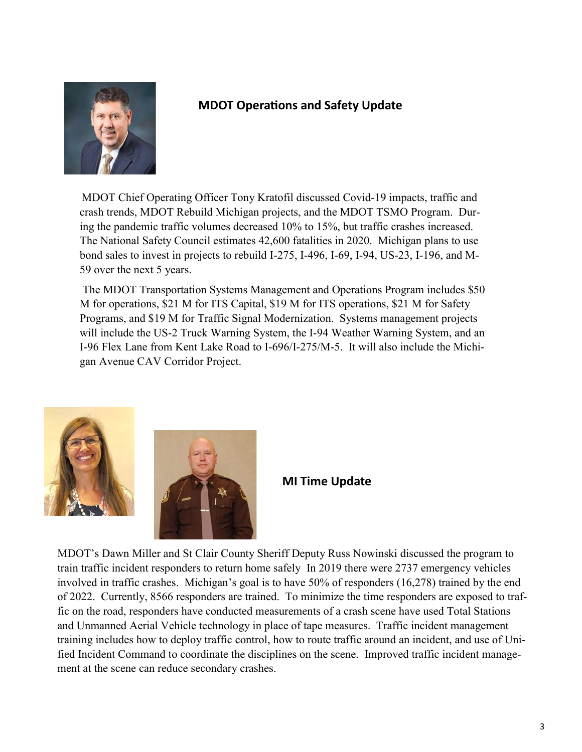## MDOT Operations and Safety Update

MDOT Chief Operating Officer Tony Kratofil discussed Covid-19 impacts, traffic and crash trends, MDOT Rebuild Michigan projects, and the MDOT TSMO Program. During the pandemic traffic volumes decreased 10% to 15%, but traffic crashes increased. The National Safety Council estimates 42,600 fatalities in 2020. Michigan plans to use bond sales to invest in projects to rebuild I-275, I-496, I-69, I-94, US-23, I-196, and M-59 over the next 5 years.

The MDOT Transportation Systems Management and Operations Program includes $50 M for operations, $21 M for ITS Capital, $19 M for ITS operations, $21 M for Safety Programs, and $19 M for Traffic Signal Modernization. Systems management projects will include the US-2 Truck Warning System, the I-94 Weather Warning System, and an I-96 Flex Lane from Kent Lake Road to I-696/I-275/M-5. It will also include the Michigan Avenue CAV Corridor Project.

## MI Time Update

MDOT's Dawn Miller and St Clair County Sheriff Deputy Russ Nowinski discussed the program to train traffic incident responders to return home safely In 2019 there were 2737 emergency vehicles involved in traffic crashes. Michigan's goal is to have 50% of responders (16,278) trained by the end of 2022. Currently, 8566 responders are trained. To minimize the time responders are exposed to traffic on the road, responders have conducted measurements of a crash scene have used Total Stations and Unmanned Aerial Vehicle technology in place of tape measures. Traffic incident management training includes how to deploy traffic control, how to route traffic around an incident, and use of Unified Incident Command to coordinate the disciplines on the scene. Improved traffic incident management at the scene can reduce secondary crashes.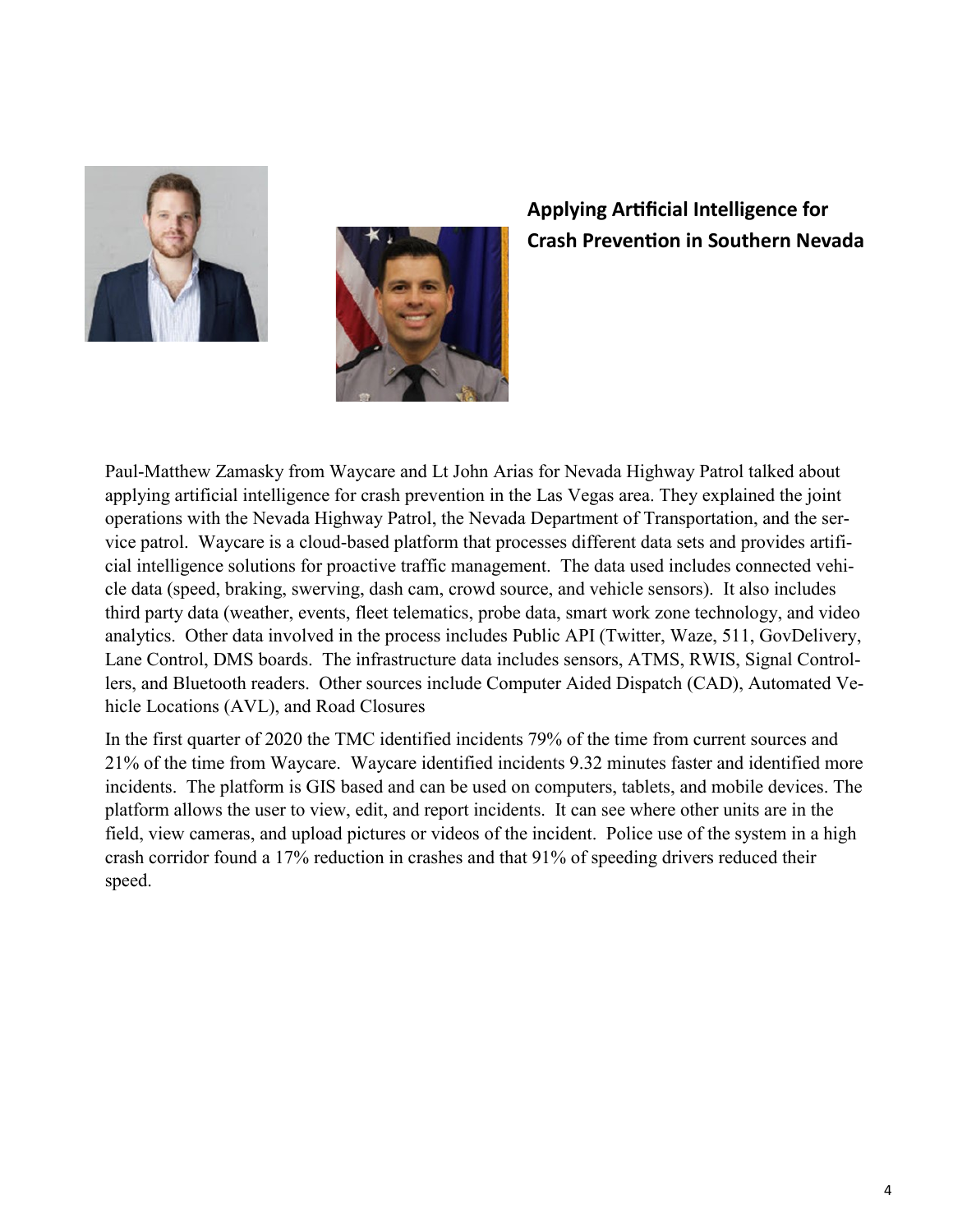## Applying Artificial Intelligence for Crash Prevention in Southern Nevada

Paul-Matthew Zamasky from Waycare and Lt John Arias for Nevada Highway Patrol talked about applying artificial intelligence for crash prevention in the Las Vegas area. They explained the joint operations with the Nevada Highway Patrol, the Nevada Department of Transportation, and the service patrol. Waycare is a cloud-based platform that processes different data sets and provides artificial intelligence solutions for proactive traffic management. The data used includes connected vehicle data (speed, braking, swerving, dash cam, crowd source, and vehicle sensors). It also includes third party data (weather, events, fleet telematics, probe data, smart work zone technology, and video analytics. Other data involved in the process includes Public API (Twitter, Waze, 511, GovDelivery, Lane Control, DMS boards. The infrastructure data includes sensors, ATMS, RWIS, Signal Controllers, and Bluetooth readers. Other sources include Computer Aided Dispatch (CAD), Automated Vehicle Locations (AVL), and Road Closures

In the first quarter of 2020 the TMC identified incidents 79% of the time from current sources and 21% of the time from Waycare. Waycare identified incidents 9.32 minutes faster and identified more incidents. The platform is GIS based and can be used on computers, tablets, and mobile devices. The platform allows the user to view, edit, and report incidents. It can see where other units are in the field, view cameras, and upload pictures or videos of the incident. Police use of the system in a high crash corridor found a 17% reduction in crashes and that 91% of speeding drivers reduced their speed.